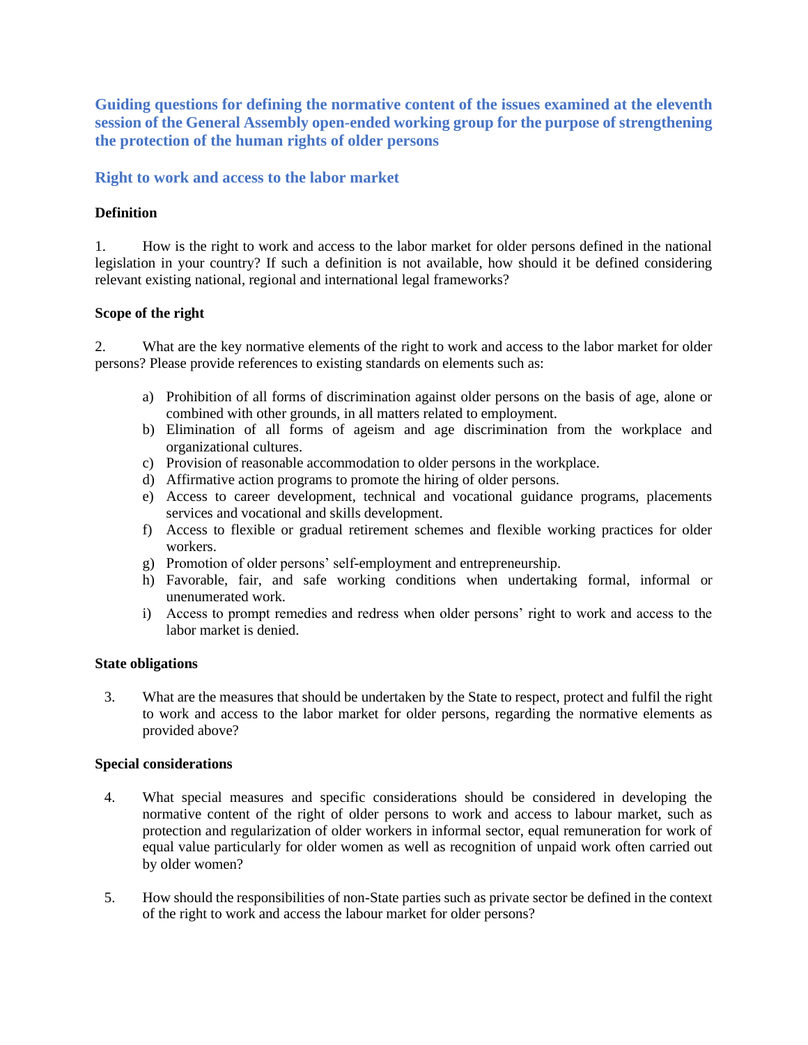# Guiding questions for defining the normative content of the issues examined at the eleventh session of the General Assembly open-ended working group for the purpose of strengthening the protection of the human rights of older persons

## Right to work and access to the labor market

### Definition

1. How is the right to work and access to the labor market for older persons defined in the national legislation in your country? If such a definition is not available, how should it be defined considering relevant existing national, regional and international legal frameworks?

### Scope of the right

2. What are the key normative elements of the right to work and access to the labor market for older persons? Please provide references to existing standards on elements such as:

   a) Prohibition of all forms of discrimination against older persons on the basis of age, alone or combined with other grounds, in all matters related to employment.
   b) Elimination of all forms of ageism and age discrimination from the workplace and organizational cultures.
   c) Provision of reasonable accommodation to older persons in the workplace.
   d) Affirmative action programs to promote the hiring of older persons.
   e) Access to career development, technical and vocational guidance programs, placements services and vocational and skills development.
   f) Access to flexible or gradual retirement schemes and flexible working practices for older workers.
   g) Promotion of older persons' self-employment and entrepreneurship.
   h) Favorable, fair, and safe working conditions when undertaking formal, informal or unenumerated work.
   i) Access to prompt remedies and redress when older persons' right to work and access to the labor market is denied.

### State obligations

3. What are the measures that should be undertaken by the State to respect, protect and fulfil the right to work and access to the labor market for older persons, regarding the normative elements as provided above?

### Special considerations

4. What special measures and specific considerations should be considered in developing the normative content of the right of older persons to work and access to labour market, such as protection and regularization of older workers in informal sector, equal remuneration for work of equal value particularly for older women as well as recognition of unpaid work often carried out by older women?

5. How should the responsibilities of non-State parties such as private sector be defined in the context of the right to work and access the labour market for older persons?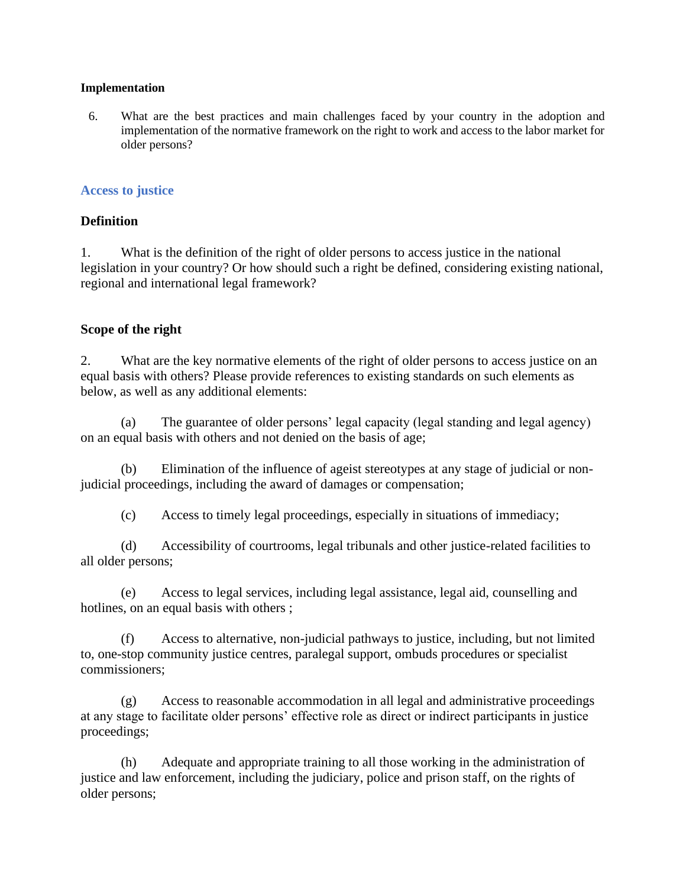**Implementation**

6. What are the best practices and main challenges faced by your country in the adoption and implementation of the normative framework on the right to work and access to the labor market for older persons?

## Access to justice

**Definition**

1. What is the definition of the right of older persons to access justice in the national legislation in your country? Or how should such a right be defined, considering existing national, regional and international legal framework?

**Scope of the right**

2. What are the key normative elements of the right of older persons to access justice on an equal basis with others? Please provide references to existing standards on such elements as below, as well as any additional elements:

(a) The guarantee of older persons' legal capacity (legal standing and legal agency) on an equal basis with others and not denied on the basis of age;

(b) Elimination of the influence of ageist stereotypes at any stage of judicial or non-judicial proceedings, including the award of damages or compensation;

(c) Access to timely legal proceedings, especially in situations of immediacy;

(d) Accessibility of courtrooms, legal tribunals and other justice-related facilities to all older persons;

(e) Access to legal services, including legal assistance, legal aid, counselling and hotlines, on an equal basis with others ;

(f) Access to alternative, non-judicial pathways to justice, including, but not limited to, one-stop community justice centres, paralegal support, ombuds procedures or specialist commissioners;

(g) Access to reasonable accommodation in all legal and administrative proceedings at any stage to facilitate older persons' effective role as direct or indirect participants in justice proceedings;

(h) Adequate and appropriate training to all those working in the administration of justice and law enforcement, including the judiciary, police and prison staff, on the rights of older persons;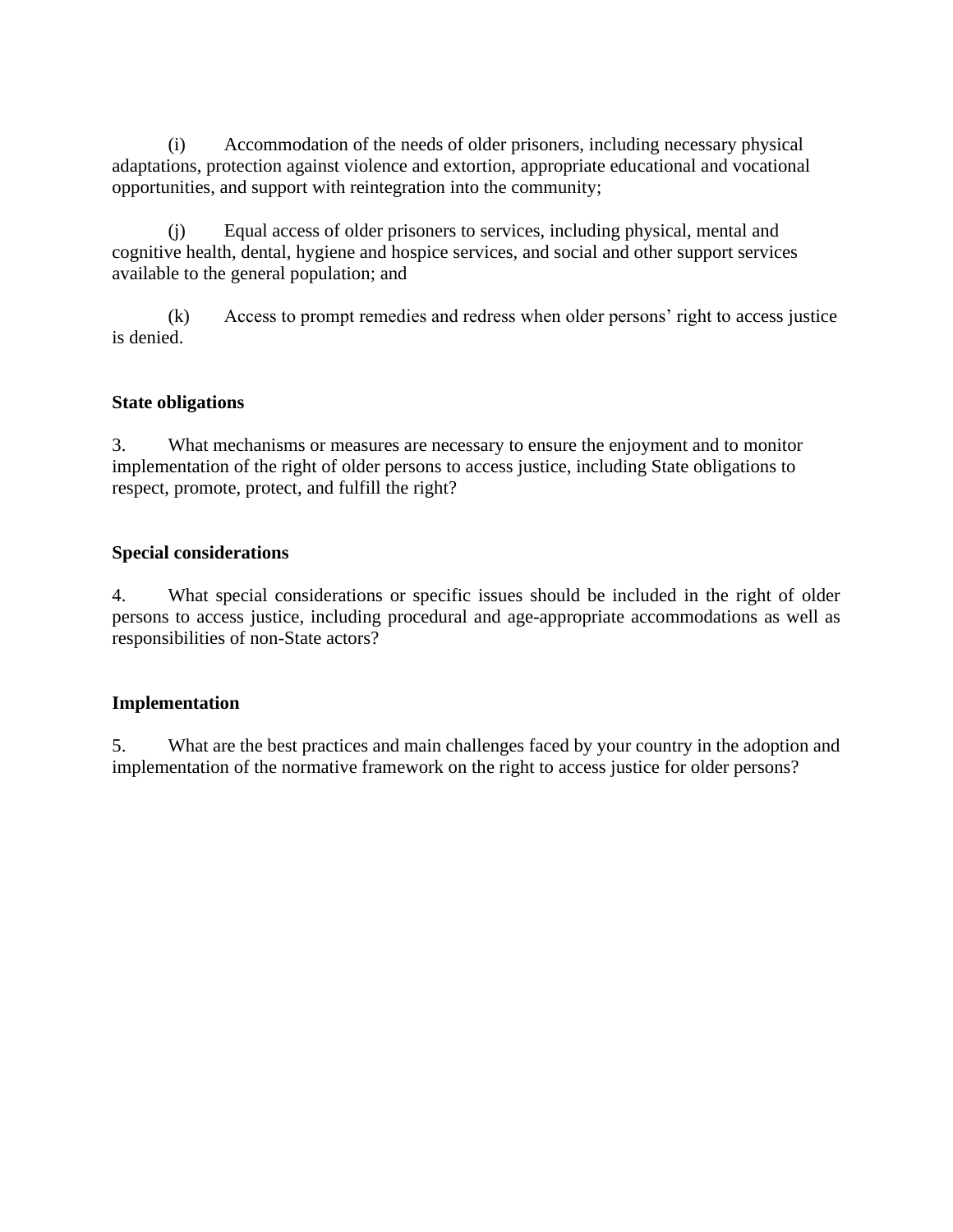(i) Accommodation of the needs of older prisoners, including necessary physical adaptations, protection against violence and extortion, appropriate educational and vocational opportunities, and support with reintegration into the community;

(j) Equal access of older prisoners to services, including physical, mental and cognitive health, dental, hygiene and hospice services, and social and other support services available to the general population; and

(k) Access to prompt remedies and redress when older persons' right to access justice is denied.

**State obligations**

3. What mechanisms or measures are necessary to ensure the enjoyment and to monitor implementation of the right of older persons to access justice, including State obligations to respect, promote, protect, and fulfill the right?

**Special considerations**

4. What special considerations or specific issues should be included in the right of older persons to access justice, including procedural and age-appropriate accommodations as well as responsibilities of non-State actors?

**Implementation**

5. What are the best practices and main challenges faced by your country in the adoption and implementation of the normative framework on the right to access justice for older persons?